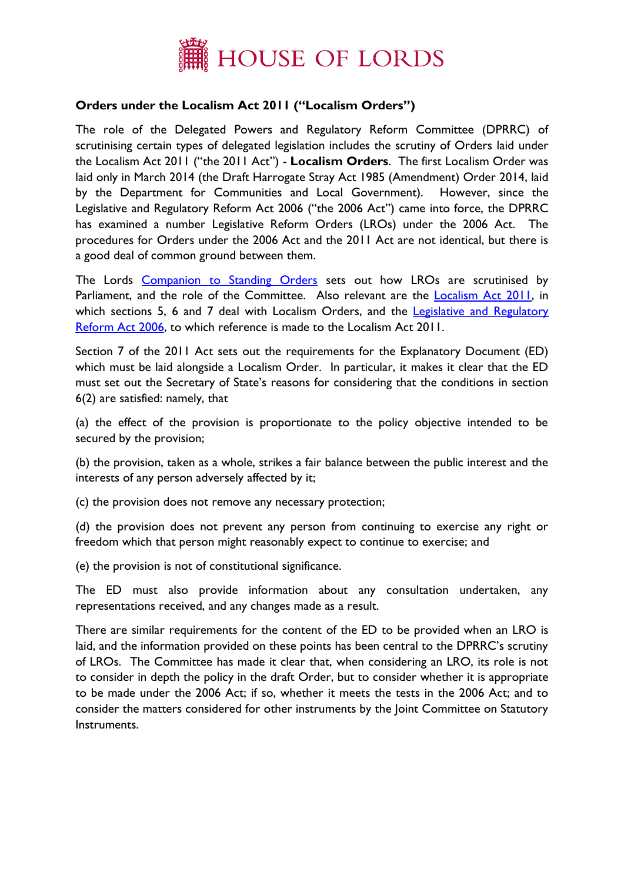# HOUSE OF LORDS

**Orders under the Localism Act 2011 ("Localism Orders")**

The role of the Delegated Powers and Regulatory Reform Committee (DPRRC) of scrutinising certain types of delegated legislation includes the scrutiny of Orders laid under the Localism Act 2011 ("the 2011 Act") - **Localism Orders**. The first Localism Order was laid only in March 2014 (the Draft Harrogate Stray Act 1985 (Amendment) Order 2014, laid by the Department for Communities and Local Government). However, since the Legislative and Regulatory Reform Act 2006 ("the 2006 Act") came into force, the DPRRC has examined a number Legislative Reform Orders (LROs) under the 2006 Act. The procedures for Orders under the 2006 Act and the 2011 Act are not identical, but there is a good deal of common ground between them.

The Lords Companion to Standing Orders sets out how LROs are scrutinised by Parliament, and the role of the Committee. Also relevant are the Localism Act 2011, in which sections 5, 6 and 7 deal with Localism Orders, and the Legislative and Regulatory Reform Act 2006, to which reference is made to the Localism Act 2011.

Section 7 of the 2011 Act sets out the requirements for the Explanatory Document (ED) which must be laid alongside a Localism Order. In particular, it makes it clear that the ED must set out the Secretary of State's reasons for considering that the conditions in section 6(2) are satisfied: namely, that

(a) the effect of the provision is proportionate to the policy objective intended to be secured by the provision;

(b) the provision, taken as a whole, strikes a fair balance between the public interest and the interests of any person adversely affected by it;

(c) the provision does not remove any necessary protection;

(d) the provision does not prevent any person from continuing to exercise any right or freedom which that person might reasonably expect to continue to exercise; and

(e) the provision is not of constitutional significance.

The ED must also provide information about any consultation undertaken, any representations received, and any changes made as a result.

There are similar requirements for the content of the ED to be provided when an LRO is laid, and the information provided on these points has been central to the DPRRC's scrutiny of LROs. The Committee has made it clear that, when considering an LRO, its role is not to consider in depth the policy in the draft Order, but to consider whether it is appropriate to be made under the 2006 Act; if so, whether it meets the tests in the 2006 Act; and to consider the matters considered for other instruments by the Joint Committee on Statutory Instruments.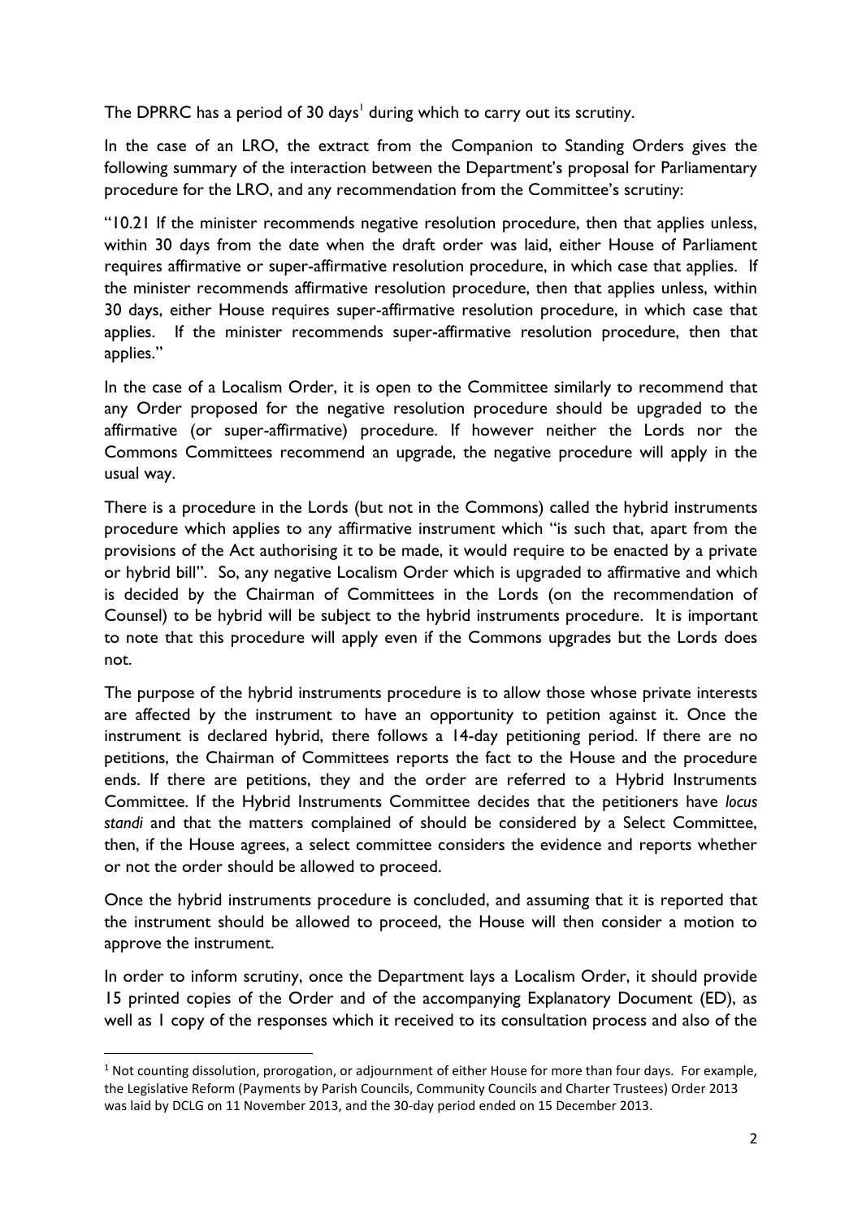The DPRRC has a period of 30 days[1] during which to carry out its scrutiny.

In the case of an LRO, the extract from the Companion to Standing Orders gives the following summary of the interaction between the Department's proposal for Parliamentary procedure for the LRO, and any recommendation from the Committee's scrutiny:

"10.21 If the minister recommends negative resolution procedure, then that applies unless, within 30 days from the date when the draft order was laid, either House of Parliament requires affirmative or super-affirmative resolution procedure, in which case that applies. If the minister recommends affirmative resolution procedure, then that applies unless, within 30 days, either House requires super-affirmative resolution procedure, in which case that applies. If the minister recommends super-affirmative resolution procedure, then that applies."

In the case of a Localism Order, it is open to the Committee similarly to recommend that any Order proposed for the negative resolution procedure should be upgraded to the affirmative (or super-affirmative) procedure. If however neither the Lords nor the Commons Committees recommend an upgrade, the negative procedure will apply in the usual way.

There is a procedure in the Lords (but not in the Commons) called the hybrid instruments procedure which applies to any affirmative instrument which "is such that, apart from the provisions of the Act authorising it to be made, it would require to be enacted by a private or hybrid bill". So, any negative Localism Order which is upgraded to affirmative and which is decided by the Chairman of Committees in the Lords (on the recommendation of Counsel) to be hybrid will be subject to the hybrid instruments procedure. It is important to note that this procedure will apply even if the Commons upgrades but the Lords does not.

The purpose of the hybrid instruments procedure is to allow those whose private interests are affected by the instrument to have an opportunity to petition against it. Once the instrument is declared hybrid, there follows a 14-day petitioning period. If there are no petitions, the Chairman of Committees reports the fact to the House and the procedure ends. If there are petitions, they and the order are referred to a Hybrid Instruments Committee. If the Hybrid Instruments Committee decides that the petitioners have *locus standi* and that the matters complained of should be considered by a Select Committee, then, if the House agrees, a select committee considers the evidence and reports whether or not the order should be allowed to proceed.

Once the hybrid instruments procedure is concluded, and assuming that it is reported that the instrument should be allowed to proceed, the House will then consider a motion to approve the instrument.

In order to inform scrutiny, once the Department lays a Localism Order, it should provide 15 printed copies of the Order and of the accompanying Explanatory Document (ED), as well as 1 copy of the responses which it received to its consultation process and also of the

[1] Not counting dissolution, prorogation, or adjournment of either House for more than four days. For example, the Legislative Reform (Payments by Parish Councils, Community Councils and Charter Trustees) Order 2013 was laid by DCLG on 11 November 2013, and the 30-day period ended on 15 December 2013.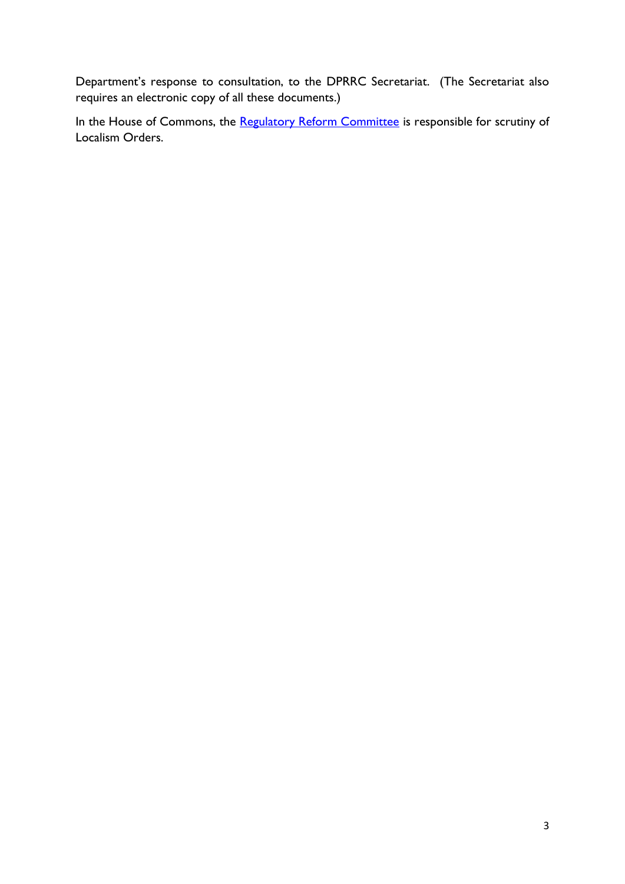Department's response to consultation, to the DPRRC Secretariat. (The Secretariat also requires an electronic copy of all these documents.)

In the House of Commons, the Regulatory Reform Committee is responsible for scrutiny of Localism Orders.